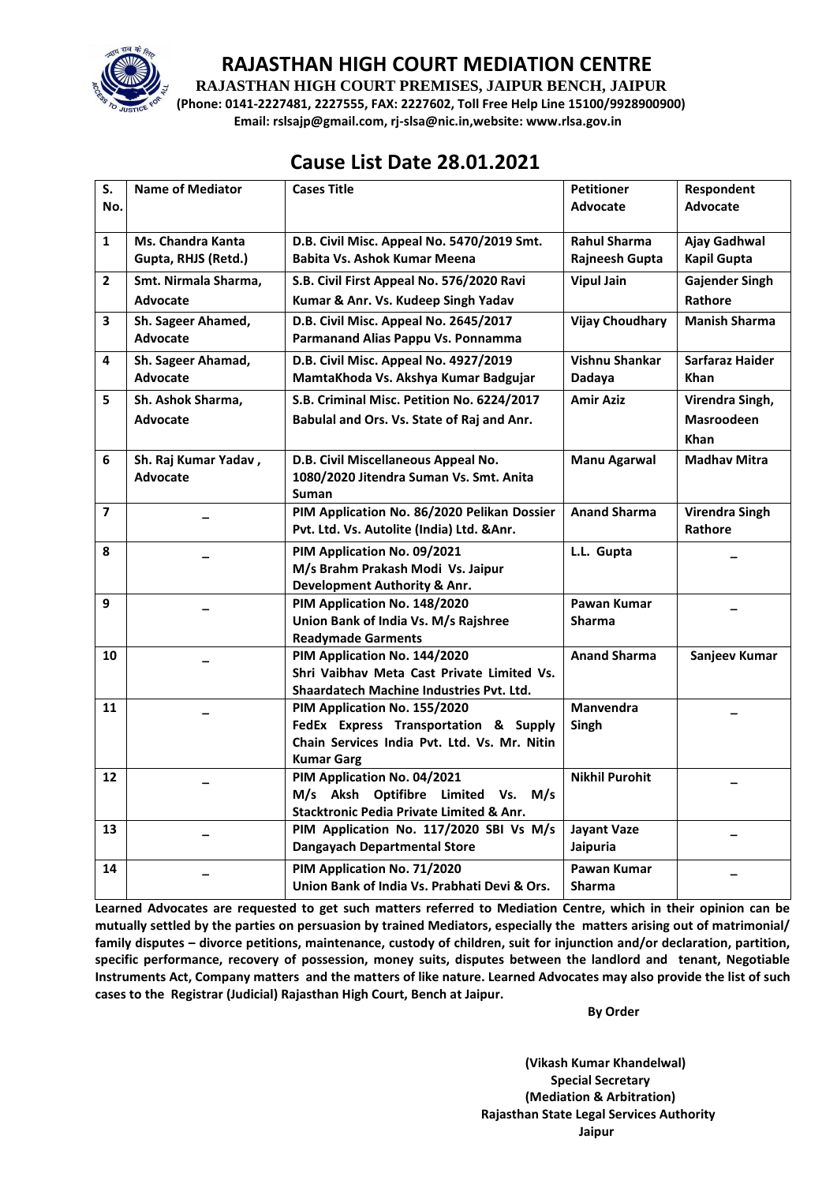# RAJASTHAN HIGH COURT MEDIATION CENTRE

**RAJASTHAN HIGH COURT PREMISES, JAIPUR BENCH, JAIPUR**

**(Phone: 0141-2227481, 2227555, FAX: 2227602, Toll Free Help Line 15100/9928900900)**

**Email: rslsajp@gmail.com, rj-slsa@nic.in,website: www.rlsa.gov.in**

## Cause List Date 28.01.2021

| S. No. | Name of Mediator | Cases Title | Petitioner Advocate | Respondent Advocate |
|---|---|---|---|---|
| 1 | Ms. Chandra Kanta Gupta, RHJS (Retd.) | D.B. Civil Misc. Appeal No. 5470/2019 Smt. Babita Vs. Ashok Kumar Meena | Rahul Sharma Rajneesh Gupta | Ajay Gadhwal Kapil Gupta |
| 2 | Smt. Nirmala Sharma, Advocate | S.B. Civil First Appeal No. 576/2020 Ravi Kumar & Anr. Vs. Kudeep Singh Yadav | Vipul Jain | Gajender Singh Rathore |
| 3 | Sh. Sageer Ahamed, Advocate | D.B. Civil Misc. Appeal No. 2645/2017 Parmanand Alias Pappu Vs. Ponnamma | Vijay Choudhary | Manish Sharma |
| 4 | Sh. Sageer Ahamad, Advocate | D.B. Civil Misc. Appeal No. 4927/2019 MamtaKhoda Vs. Akshya Kumar Badgujar | Vishnu Shankar Dadaya | Sarfaraz Haider Khan |
| 5 | Sh. Ashok Sharma, Advocate | S.B. Criminal Misc. Petition No. 6224/2017 Babulal and Ors. Vs. State of Raj and Anr. | Amir Aziz | Virendra Singh, Masroodeen Khan |
| 6 | Sh. Raj Kumar Yadav , Advocate | D.B. Civil Miscellaneous Appeal No. 1080/2020 Jitendra Suman Vs. Smt. Anita Suman | Manu Agarwal | Madhav Mitra |
| 7 | _ | PIM Application No. 86/2020 Pelikan Dossier Pvt. Ltd. Vs. Autolite (India) Ltd. &Anr. | Anand Sharma | Virendra Singh Rathore |
| 8 | _ | PIM Application No. 09/2021 M/s Brahm Prakash Modi Vs. Jaipur Development Authority & Anr. | L.L. Gupta | _ |
| 9 | _ | PIM Application No. 148/2020 Union Bank of India Vs. M/s Rajshree Readymade Garments | Pawan Kumar Sharma | _ |
| 10 | _ | PIM Application No. 144/2020 Shri Vaibhav Meta Cast Private Limited Vs. Shaardatech Machine Industries Pvt. Ltd. | Anand Sharma | Sanjeev Kumar |
| 11 | _ | PIM Application No. 155/2020 FedEx Express Transportation & Supply Chain Services India Pvt. Ltd. Vs. Mr. Nitin Kumar Garg | Manvendra Singh | _ |
| 12 | _ | PIM Application No. 04/2021 M/s Aksh Optifibre Limited Vs. M/s Stacktronic Pedia Private Limited & Anr. | Nikhil Purohit | _ |
| 13 | _ | PIM Application No. 117/2020 SBI Vs M/s Dangayach Departmental Store | Jayant Vaze Jaipuria | _ |
| 14 | _ | PIM Application No. 71/2020 Union Bank of India Vs. Prabhati Devi & Ors. | Pawan Kumar Sharma | _ |

**Learned Advocates are requested to get such matters referred to Mediation Centre, which in their opinion can be mutually settled by the parties on persuasion by trained Mediators, especially the matters arising out of matrimonial/ family disputes – divorce petitions, maintenance, custody of children, suit for injunction and/or declaration, partition, specific performance, recovery of possession, money suits, disputes between the landlord and tenant, Negotiable Instruments Act, Company matters and the matters of like nature. Learned Advocates may also provide the list of such cases to the Registrar (Judicial) Rajasthan High Court, Bench at Jaipur.**

**By Order**

**(Vikash Kumar Khandelwal)**
**Special Secretary**
**(Mediation & Arbitration)**
**Rajasthan State Legal Services Authority**
**Jaipur**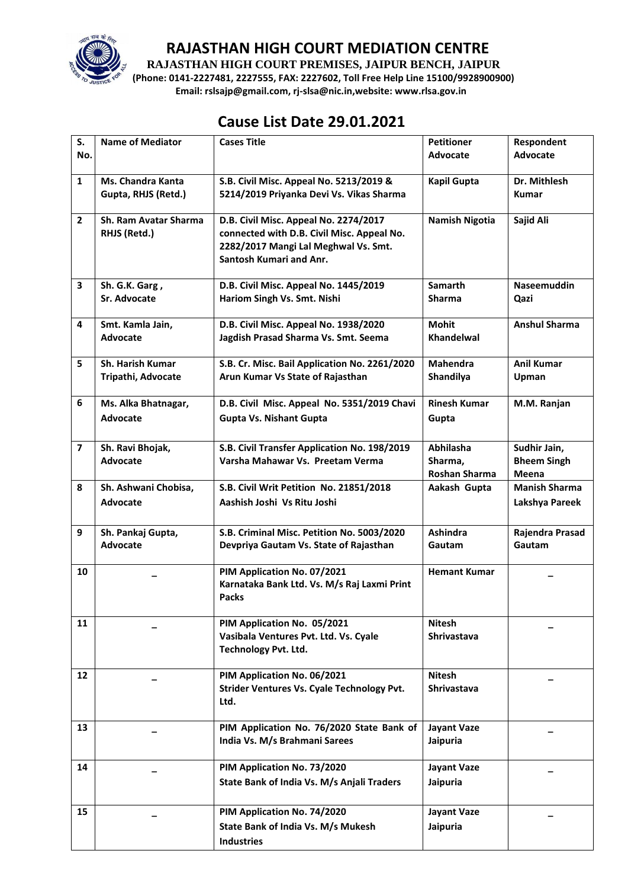# RAJASTHAN HIGH COURT MEDIATION CENTRE

**RAJASTHAN HIGH COURT PREMISES, JAIPUR BENCH, JAIPUR**

**(Phone: 0141-2227481, 2227555, FAX: 2227602, Toll Free Help Line 15100/9928900900)**

**Email: rslsajp@gmail.com, rj-slsa@nic.in,website: www.rlsa.gov.in**

## Cause List Date 29.01.2021

| S. No. | Name of Mediator | Cases Title | Petitioner Advocate | Respondent Advocate |
|---|---|---|---|---|
| 1 | Ms. Chandra Kanta Gupta, RHJS (Retd.) | S.B. Civil Misc. Appeal No. 5213/2019 & 5214/2019 Priyanka Devi Vs. Vikas Sharma | Kapil Gupta | Dr. Mithlesh Kumar |
| 2 | Sh. Ram Avatar Sharma RHJS (Retd.) | D.B. Civil Misc. Appeal No. 2274/2017 connected with D.B. Civil Misc. Appeal No. 2282/2017 Mangi Lal Meghwal Vs. Smt. Santosh Kumari and Anr. | Namish Nigotia | Sajid Ali |
| 3 | Sh. G.K. Garg , Sr. Advocate | D.B. Civil Misc. Appeal No. 1445/2019 Hariom Singh Vs. Smt. Nishi | Samarth Sharma | Naseemuddin Qazi |
| 4 | Smt. Kamla Jain, Advocate | D.B. Civil Misc. Appeal No. 1938/2020 Jagdish Prasad Sharma Vs. Smt. Seema | Mohit Khandelwal | Anshul Sharma |
| 5 | Sh. Harish Kumar Tripathi, Advocate | S.B. Cr. Misc. Bail Application No. 2261/2020 Arun Kumar Vs State of Rajasthan | Mahendra Shandilya | Anil Kumar Upman |
| 6 | Ms. Alka Bhatnagar, Advocate | D.B. Civil Misc. Appeal No. 5351/2019 Chavi Gupta Vs. Nishant Gupta | Rinesh Kumar Gupta | M.M. Ranjan |
| 7 | Sh. Ravi Bhojak, Advocate | S.B. Civil Transfer Application No. 198/2019 Varsha Mahawar Vs. Preetam Verma | Abhilasha Sharma, Roshan Sharma | Sudhir Jain, Bheem Singh Meena |
| 8 | Sh. Ashwani Chobisa, Advocate | S.B. Civil Writ Petition No. 21851/2018 Aashish Joshi Vs Ritu Joshi | Aakash Gupta | Manish Sharma Lakshya Pareek |
| 9 | Sh. Pankaj Gupta, Advocate | S.B. Criminal Misc. Petition No. 5003/2020 Devpriya Gautam Vs. State of Rajasthan | Ashindra Gautam | Rajendra Prasad Gautam |
| 10 | – | PIM Application No. 07/2021 Karnataka Bank Ltd. Vs. M/s Raj Laxmi Print Packs | Hemant Kumar | – |
| 11 | – | PIM Application No. 05/2021 Vasibala Ventures Pvt. Ltd. Vs. Cyale Technology Pvt. Ltd. | Nitesh Shrivastava | – |
| 12 | – | PIM Application No. 06/2021 Strider Ventures Vs. Cyale Technology Pvt. Ltd. | Nitesh Shrivastava | – |
| 13 | – | PIM Application No. 76/2020 State Bank of India Vs. M/s Brahmani Sarees | Jayant Vaze Jaipuria | – |
| 14 | – | PIM Application No. 73/2020 State Bank of India Vs. M/s Anjali Traders | Jayant Vaze Jaipuria | – |
| 15 | – | PIM Application No. 74/2020 State Bank of India Vs. M/s Mukesh Industries | Jayant Vaze Jaipuria | – |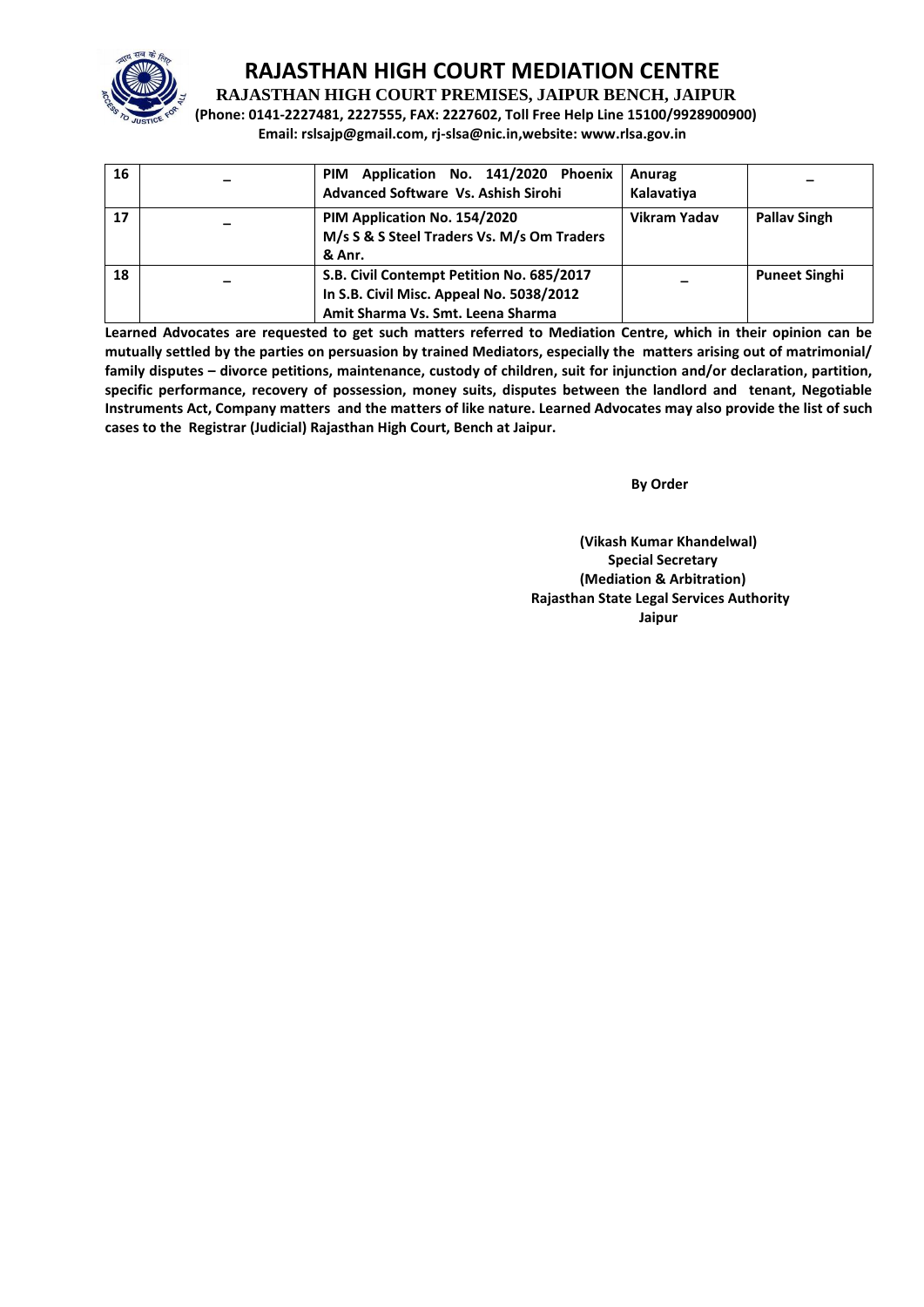# RAJASTHAN HIGH COURT MEDIATION CENTRE

**RAJASTHAN HIGH COURT PREMISES, JAIPUR BENCH, JAIPUR**

**(Phone: 0141-2227481, 2227555, FAX: 2227602, Toll Free Help Line 15100/9928900900)**

**Email: rslsajp@gmail.com, rj-slsa@nic.in,website: www.rlsa.gov.in**

| | | | | |
|---|---|---|---|---|
| 16 | – | PIM Application No. 141/2020 Phoenix Advanced Software Vs. Ashish Sirohi | Anurag Kalavatiya | – |
| 17 | – | PIM Application No. 154/2020 M/s S & S Steel Traders Vs. M/s Om Traders & Anr. | Vikram Yadav | Pallav Singh |
| 18 | – | S.B. Civil Contempt Petition No. 685/2017 In S.B. Civil Misc. Appeal No. 5038/2012 Amit Sharma Vs. Smt. Leena Sharma | – | Puneet Singhi |

**Learned Advocates are requested to get such matters referred to Mediation Centre, which in their opinion can be mutually settled by the parties on persuasion by trained Mediators, especially the matters arising out of matrimonial/ family disputes – divorce petitions, maintenance, custody of children, suit for injunction and/or declaration, partition, specific performance, recovery of possession, money suits, disputes between the landlord and tenant, Negotiable Instruments Act, Company matters and the matters of like nature. Learned Advocates may also provide the list of such cases to the Registrar (Judicial) Rajasthan High Court, Bench at Jaipur.**

**By Order**

**(Vikash Kumar Khandelwal)**
**Special Secretary**
**(Mediation & Arbitration)**
**Rajasthan State Legal Services Authority**
**Jaipur**